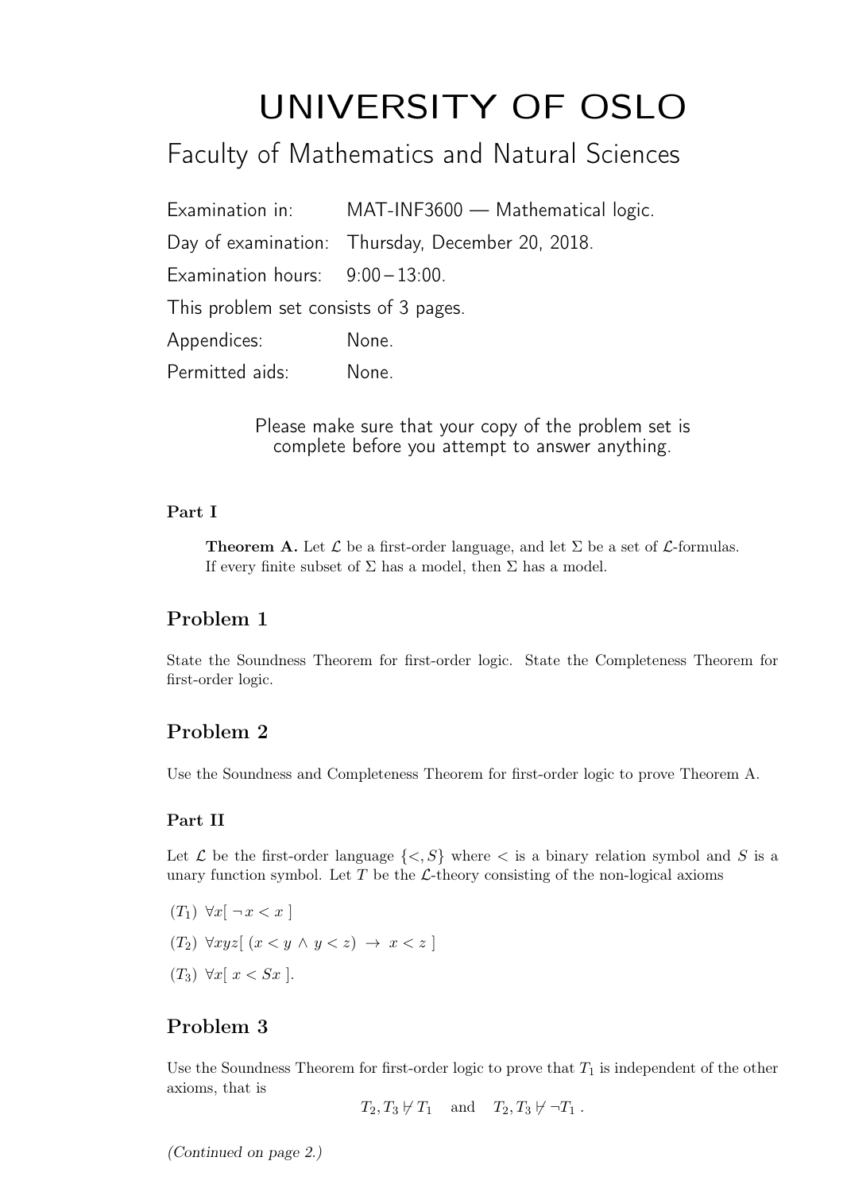# UNIVERSITY OF OSLO

## Faculty of Mathematics and Natural Sciences

Examination in: MAT-INF3600 — Mathematical logic.

Day of examination: Thursday, December 20, 2018.

Examination hours: 9:00 – 13:00.

This problem set consists of 3 pages.

Appendices: None.

Permitted aids: None.

Please make sure that your copy of the problem set is complete before you attempt to answer anything.

### Part I

**Theorem A.** Let $\mathcal{L}$ be a first-order language, and let $\Sigma$ be a set of $\mathcal{L}$-formulas. If every finite subset of $\Sigma$ has a model, then $\Sigma$ has a model.

## Problem 1

State the Soundness Theorem for first-order logic. State the Completeness Theorem for first-order logic.

## Problem 2

Use the Soundness and Completeness Theorem for first-order logic to prove Theorem A.

### Part II

Let $\mathcal{L}$ be the first-order language $\{<, S\}$ where $<$ is a binary relation symbol and $S$ is a unary function symbol. Let $T$ be the $\mathcal{L}$-theory consisting of the non-logical axioms

($T_1$) $\forall x[\ \neg x < x\ ]$

($T_2$) $\forall xyz[\ (x < y \wedge y < z) \rightarrow x < z\ ]$

($T_3$) $\forall x[\ x < Sx\ ]$.

## Problem 3

Use the Soundness Theorem for first-order logic to prove that $T_1$ is independent of the other axioms, that is

$$T_2, T_3 \nvdash T_1 \quad \text{and} \quad T_2, T_3 \nvdash \neg T_1\ .$$

*(Continued on page 2.)*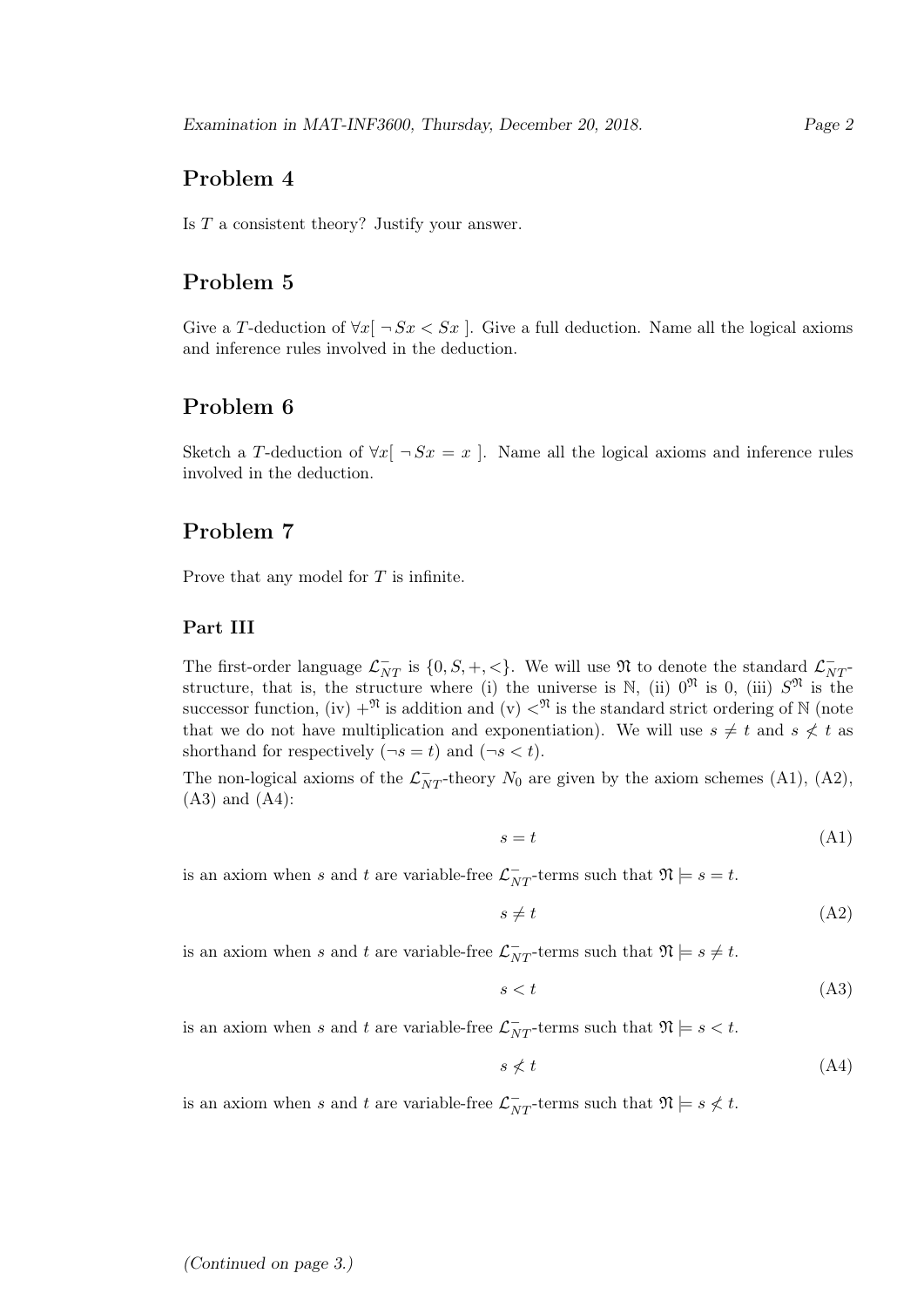## Problem 4

Is $T$ a consistent theory? Justify your answer.

## Problem 5

Give a $T$-deduction of $\forall x[\, \neg Sx < Sx\, ]$. Give a full deduction. Name all the logical axioms and inference rules involved in the deduction.

## Problem 6

Sketch a $T$-deduction of $\forall x[\, \neg Sx = x\, ]$. Name all the logical axioms and inference rules involved in the deduction.

## Problem 7

Prove that any model for $T$ is infinite.

### Part III

The first-order language $\mathcal{L}_{NT}^{-}$ is $\{0, S, +, <\}$. We will use $\mathfrak{N}$ to denote the standard $\mathcal{L}_{NT}^{-}$-structure, that is, the structure where (i) the universe is $\mathbb{N}$, (ii) $0^{\mathfrak{N}}$ is 0, (iii) $S^{\mathfrak{N}}$ is the successor function, (iv) $+^{\mathfrak{N}}$ is addition and (v) $<^{\mathfrak{N}}$ is the standard strict ordering of $\mathbb{N}$ (note that we do not have multiplication and exponentiation). We will use $s \neq t$ and $s \not< t$ as shorthand for respectively $(\neg s = t)$ and $(\neg s < t)$.

The non-logical axioms of the $\mathcal{L}_{NT}^{-}$-theory $N_0$ are given by the axiom schemes (A1), (A2), (A3) and (A4):

$$s = t \tag{A1}$$

is an axiom when $s$ and $t$ are variable-free $\mathcal{L}_{NT}^{-}$-terms such that $\mathfrak{N} \models s = t$.

$$s \neq t \tag{A2}$$

is an axiom when $s$ and $t$ are variable-free $\mathcal{L}_{NT}^{-}$-terms such that $\mathfrak{N} \models s \neq t$.

$$s < t \tag{A3}$$

is an axiom when $s$ and $t$ are variable-free $\mathcal{L}_{NT}^{-}$-terms such that $\mathfrak{N} \models s < t$.

$$s \not< t \tag{A4}$$

is an axiom when $s$ and $t$ are variable-free $\mathcal{L}_{NT}^{-}$-terms such that $\mathfrak{N} \models s \not< t$.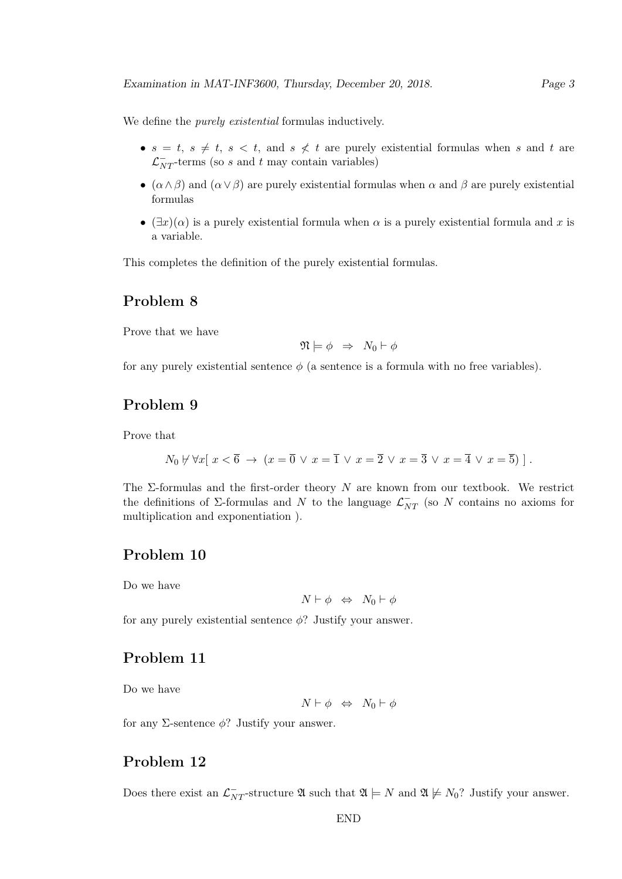We define the *purely existential* formulas inductively.

- $s = t$, $s \neq t$, $s < t$, and $s \not< t$ are purely existential formulas when $s$ and $t$ are $\mathcal{L}_{NT}^{-}$-terms (so $s$ and $t$ may contain variables)
- $(\alpha \wedge \beta)$ and $(\alpha \vee \beta)$ are purely existential formulas when $\alpha$ and $\beta$ are purely existential formulas
- $(\exists x)(\alpha)$ is a purely existential formula when $\alpha$ is a purely existential formula and $x$ is a variable.

This completes the definition of the purely existential formulas.

## Problem 8

Prove that we have

$$\mathfrak{N} \models \phi \;\; \Rightarrow \;\; N_0 \vdash \phi$$

for any purely existential sentence $\phi$ (a sentence is a formula with no free variables).

## Problem 9

Prove that

$$N_0 \not\vdash \forall x[\; x < \overline{6} \;\rightarrow\; (x = \overline{0} \vee x = \overline{1} \vee x = \overline{2} \vee x = \overline{3} \vee x = \overline{4} \vee x = \overline{5})\;] \,.$$

The $\Sigma$-formulas and the first-order theory $N$ are known from our textbook. We restrict the definitions of $\Sigma$-formulas and $N$ to the language $\mathcal{L}_{NT}^{-}$ (so $N$ contains no axioms for multiplication and exponentiation ).

## Problem 10

Do we have

$$N \vdash \phi \;\; \Leftrightarrow \;\; N_0 \vdash \phi$$

for any purely existential sentence $\phi$? Justify your answer.

## Problem 11

Do we have

$$N \vdash \phi \;\; \Leftrightarrow \;\; N_0 \vdash \phi$$

for any $\Sigma$-sentence $\phi$? Justify your answer.

## Problem 12

Does there exist an $\mathcal{L}_{NT}^{-}$-structure $\mathfrak{A}$ such that $\mathfrak{A} \models N$ and $\mathfrak{A} \not\models N_0$? Justify your answer.

END